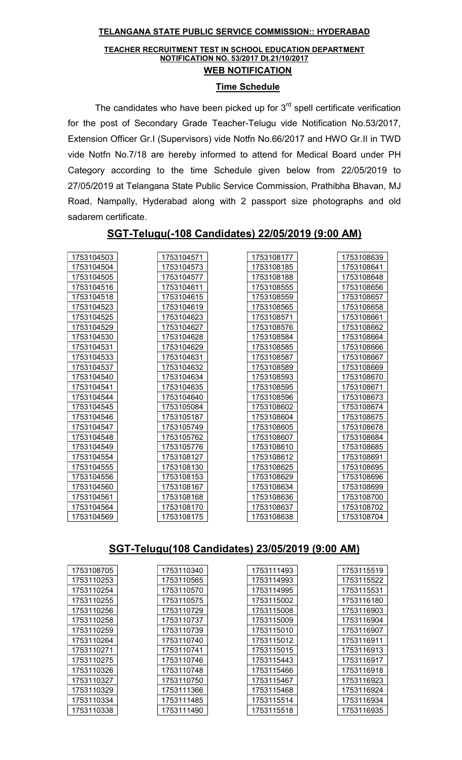**TELANGANA STATE PUBLIC SERVICE COMMISSION:: HYDERABAD**

**TEACHER RECRUITMENT TEST IN SCHOOL EDUCATION DEPARTMENT**
**NOTIFICATION NO. 53/2017 Dt.21/10/2017**

## WEB NOTIFICATION

### Time Schedule

The candidates who have been picked up for 3rd spell certificate verification for the post of Secondary Grade Teacher-Telugu vide Notification No.53/2017, Extension Officer Gr.I (Supervisors) vide Notfn No.66/2017 and HWO Gr.II in TWD vide Notfn No.7/18 are hereby informed to attend for Medical Board under PH Category according to the time Schedule given below from 22/05/2019 to 27/05/2019 at Telangana State Public Service Commission, Prathibha Bhavan, MJ Road, Nampally, Hyderabad along with 2 passport size photographs and old sadarem certificate.

## SGT-Telugu(-108 Candidates) 22/05/2019 (9:00 AM)

| | | | |
|---|---|---|---|
| 1753104503 | 1753104571 | 1753108177 | 1753108639 |
| 1753104504 | 1753104573 | 1753108185 | 1753108641 |
| 1753104505 | 1753104577 | 1753108188 | 1753108648 |
| 1753104516 | 1753104611 | 1753108555 | 1753108656 |
| 1753104518 | 1753104615 | 1753108559 | 1753108657 |
| 1753104523 | 1753104619 | 1753108565 | 1753108658 |
| 1753104525 | 1753104623 | 1753108571 | 1753108661 |
| 1753104529 | 1753104627 | 1753108576 | 1753108662 |
| 1753104530 | 1753104628 | 1753108584 | 1753108664 |
| 1753104531 | 1753104629 | 1753108585 | 1753108666 |
| 1753104533 | 1753104631 | 1753108587 | 1753108667 |
| 1753104537 | 1753104632 | 1753108589 | 1753108669 |
| 1753104540 | 1753104634 | 1753108593 | 1753108670 |
| 1753104541 | 1753104635 | 1753108595 | 1753108671 |
| 1753104544 | 1753104640 | 1753108596 | 1753108673 |
| 1753104545 | 1753105084 | 1753108602 | 1753108674 |
| 1753104546 | 1753105187 | 1753108604 | 1753108675 |
| 1753104547 | 1753105749 | 1753108605 | 1753108678 |
| 1753104548 | 1753105762 | 1753108607 | 1753108684 |
| 1753104549 | 1753105776 | 1753108610 | 1753108685 |
| 1753104554 | 1753108127 | 1753108612 | 1753108691 |
| 1753104555 | 1753108130 | 1753108625 | 1753108695 |
| 1753104556 | 1753108153 | 1753108629 | 1753108696 |
| 1753104560 | 1753108167 | 1753108634 | 1753108699 |
| 1753104561 | 1753108168 | 1753108636 | 1753108700 |
| 1753104564 | 1753108170 | 1753108637 | 1753108702 |
| 1753104569 | 1753108175 | 1753108638 | 1753108704 |

## SGT-Telugu(108 Candidates) 23/05/2019 (9:00 AM)

| | | | |
|---|---|---|---|
| 1753108705 | 1753110340 | 1753111493 | 1753115519 |
| 1753110253 | 1753110565 | 1753114993 | 1753115522 |
| 1753110254 | 1753110570 | 1753114995 | 1753115531 |
| 1753110255 | 1753110575 | 1753115002 | 1753116180 |
| 1753110256 | 1753110729 | 1753115008 | 1753116903 |
| 1753110258 | 1753110737 | 1753115009 | 1753116904 |
| 1753110259 | 1753110739 | 1753115010 | 1753116907 |
| 1753110264 | 1753110740 | 1753115012 | 1753116911 |
| 1753110271 | 1753110741 | 1753115015 | 1753116913 |
| 1753110275 | 1753110746 | 1753115443 | 1753116917 |
| 1753110326 | 1753110748 | 1753115466 | 1753116918 |
| 1753110327 | 1753110750 | 1753115467 | 1753116923 |
| 1753110329 | 1753111366 | 1753115468 | 1753116924 |
| 1753110334 | 1753111485 | 1753115514 | 1753116934 |
| 1753110338 | 1753111490 | 1753115518 | 1753116935 |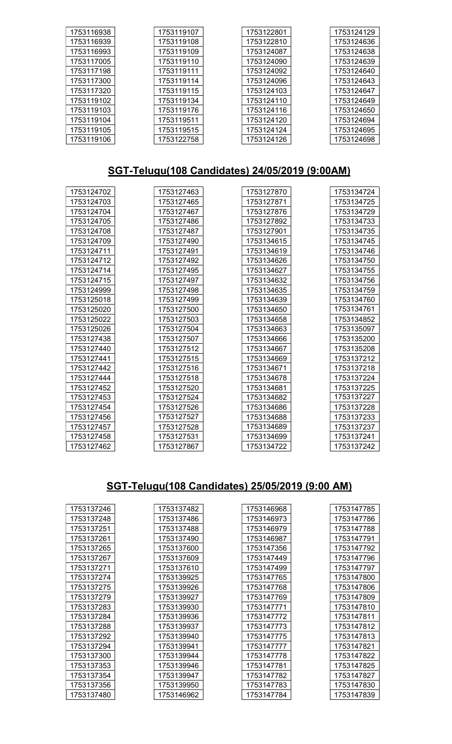| | | | |
|---|---|---|---|
| 1753116938 | 1753119107 | 1753122801 | 1753124129 |
| 1753116939 | 1753119108 | 1753122810 | 1753124636 |
| 1753116993 | 1753119109 | 1753124087 | 1753124638 |
| 1753117005 | 1753119110 | 1753124090 | 1753124639 |
| 1753117198 | 1753119111 | 1753124092 | 1753124640 |
| 1753117300 | 1753119114 | 1753124096 | 1753124643 |
| 1753117320 | 1753119115 | 1753124103 | 1753124647 |
| 1753119102 | 1753119134 | 1753124110 | 1753124649 |
| 1753119103 | 1753119176 | 1753124116 | 1753124650 |
| 1753119104 | 1753119511 | 1753124120 | 1753124694 |
| 1753119105 | 1753119515 | 1753124124 | 1753124695 |
| 1753119106 | 1753122758 | 1753124126 | 1753124698 |

## SGT-Telugu(108 Candidates) 24/05/2019 (9:00AM)

| | | | |
|---|---|---|---|
| 1753124702 | 1753127463 | 1753127870 | 1753134724 |
| 1753124703 | 1753127465 | 1753127871 | 1753134725 |
| 1753124704 | 1753127467 | 1753127876 | 1753134729 |
| 1753124705 | 1753127486 | 1753127892 | 1753134733 |
| 1753124708 | 1753127487 | 1753127901 | 1753134735 |
| 1753124709 | 1753127490 | 1753134615 | 1753134745 |
| 1753124711 | 1753127491 | 1753134619 | 1753134746 |
| 1753124712 | 1753127492 | 1753134626 | 1753134750 |
| 1753124714 | 1753127495 | 1753134627 | 1753134755 |
| 1753124715 | 1753127497 | 1753134632 | 1753134756 |
| 1753124999 | 1753127498 | 1753134635 | 1753134759 |
| 1753125018 | 1753127499 | 1753134639 | 1753134760 |
| 1753125020 | 1753127500 | 1753134650 | 1753134761 |
| 1753125022 | 1753127503 | 1753134658 | 1753134852 |
| 1753125026 | 1753127504 | 1753134663 | 1753135097 |
| 1753127438 | 1753127507 | 1753134666 | 1753135200 |
| 1753127440 | 1753127512 | 1753134667 | 1753135208 |
| 1753127441 | 1753127515 | 1753134669 | 1753137212 |
| 1753127442 | 1753127516 | 1753134671 | 1753137218 |
| 1753127444 | 1753127518 | 1753134678 | 1753137224 |
| 1753127452 | 1753127520 | 1753134681 | 1753137225 |
| 1753127453 | 1753127524 | 1753134682 | 1753137227 |
| 1753127454 | 1753127526 | 1753134686 | 1753137228 |
| 1753127456 | 1753127527 | 1753134688 | 1753137233 |
| 1753127457 | 1753127528 | 1753134689 | 1753137237 |
| 1753127458 | 1753127531 | 1753134699 | 1753137241 |
| 1753127462 | 1753127867 | 1753134722 | 1753137242 |

## SGT-Telugu(108 Candidates) 25/05/2019 (9:00 AM)

| | | | |
|---|---|---|---|
| 1753137246 | 1753137482 | 1753146968 | 1753147785 |
| 1753137248 | 1753137486 | 1753146973 | 1753147786 |
| 1753137251 | 1753137488 | 1753146979 | 1753147788 |
| 1753137261 | 1753137490 | 1753146987 | 1753147791 |
| 1753137265 | 1753137600 | 1753147356 | 1753147792 |
| 1753137267 | 1753137609 | 1753147449 | 1753147796 |
| 1753137271 | 1753137610 | 1753147499 | 1753147797 |
| 1753137274 | 1753139925 | 1753147765 | 1753147800 |
| 1753137275 | 1753139926 | 1753147768 | 1753147806 |
| 1753137279 | 1753139927 | 1753147769 | 1753147809 |
| 1753137283 | 1753139930 | 1753147771 | 1753147810 |
| 1753137284 | 1753139936 | 1753147772 | 1753147811 |
| 1753137288 | 1753139937 | 1753147773 | 1753147812 |
| 1753137292 | 1753139940 | 1753147775 | 1753147813 |
| 1753137294 | 1753139941 | 1753147777 | 1753147821 |
| 1753137300 | 1753139944 | 1753147778 | 1753147822 |
| 1753137353 | 1753139946 | 1753147781 | 1753147825 |
| 1753137354 | 1753139947 | 1753147782 | 1753147827 |
| 1753137356 | 1753139950 | 1753147783 | 1753147830 |
| 1753137480 | 1753146962 | 1753147784 | 1753147839 |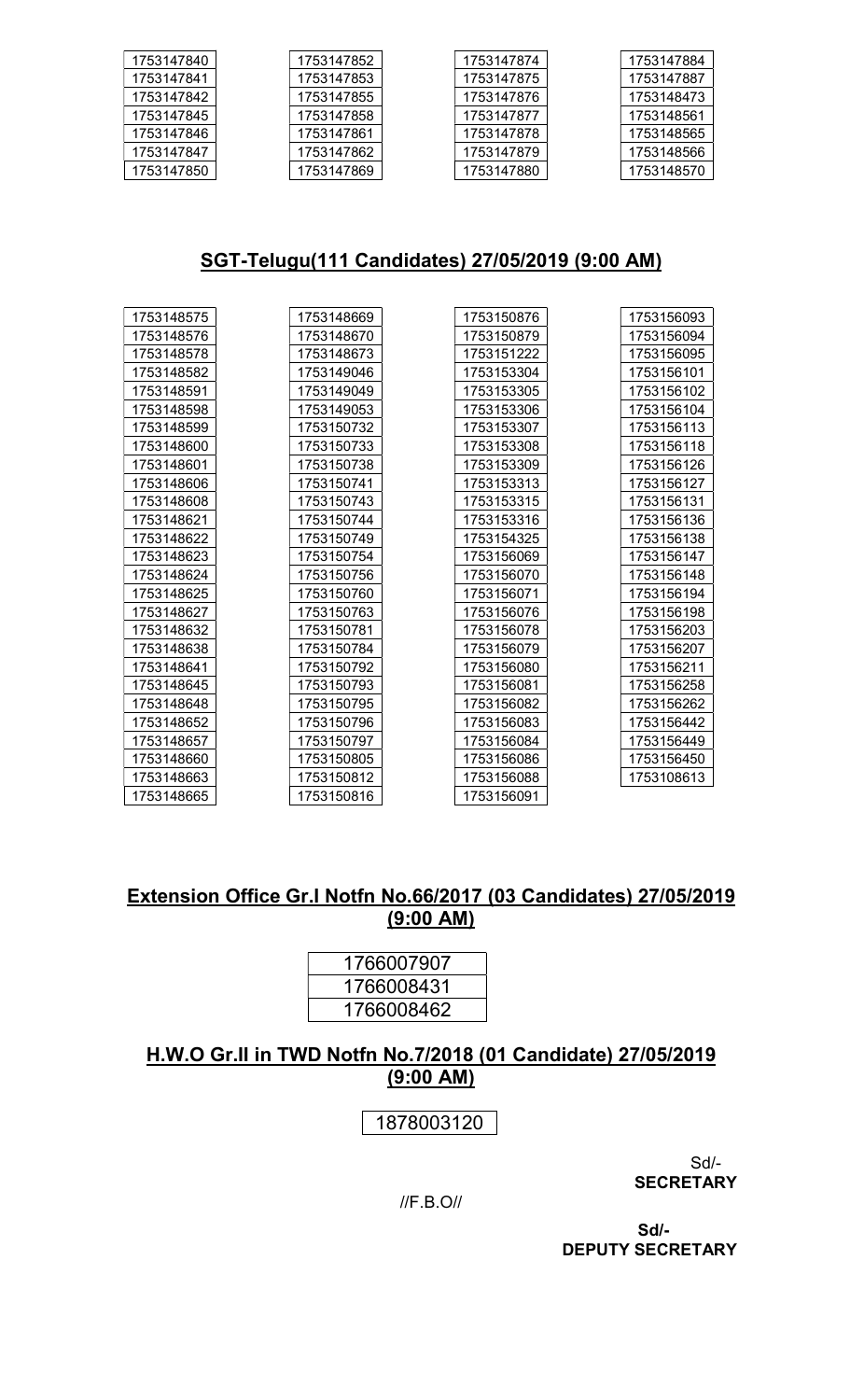| | | | |
|---|---|---|---|
| 1753147840 | 1753147852 | 1753147874 | 1753147884 |
| 1753147841 | 1753147853 | 1753147875 | 1753147887 |
| 1753147842 | 1753147855 | 1753147876 | 1753148473 |
| 1753147845 | 1753147858 | 1753147877 | 1753148561 |
| 1753147846 | 1753147861 | 1753147878 | 1753148565 |
| 1753147847 | 1753147862 | 1753147879 | 1753148566 |
| 1753147850 | 1753147869 | 1753147880 | 1753148570 |

## SGT-Telugu(111 Candidates) 27/05/2019 (9:00 AM)

| | | | |
|---|---|---|---|
| 1753148575 | 1753148669 | 1753150876 | 1753156093 |
| 1753148576 | 1753148670 | 1753150879 | 1753156094 |
| 1753148578 | 1753148673 | 1753151222 | 1753156095 |
| 1753148582 | 1753149046 | 1753153304 | 1753156101 |
| 1753148591 | 1753149049 | 1753153305 | 1753156102 |
| 1753148598 | 1753149053 | 1753153306 | 1753156104 |
| 1753148599 | 1753150732 | 1753153307 | 1753156113 |
| 1753148600 | 1753150733 | 1753153308 | 1753156118 |
| 1753148601 | 1753150738 | 1753153309 | 1753156126 |
| 1753148606 | 1753150741 | 1753153313 | 1753156127 |
| 1753148608 | 1753150743 | 1753153315 | 1753156131 |
| 1753148621 | 1753150744 | 1753153316 | 1753156136 |
| 1753148622 | 1753150749 | 1753154325 | 1753156138 |
| 1753148623 | 1753150754 | 1753156069 | 1753156147 |
| 1753148624 | 1753150756 | 1753156070 | 1753156148 |
| 1753148625 | 1753150760 | 1753156071 | 1753156194 |
| 1753148627 | 1753150763 | 1753156076 | 1753156198 |
| 1753148632 | 1753150781 | 1753156078 | 1753156203 |
| 1753148638 | 1753150784 | 1753156079 | 1753156207 |
| 1753148641 | 1753150792 | 1753156080 | 1753156211 |
| 1753148645 | 1753150793 | 1753156081 | 1753156258 |
| 1753148648 | 1753150795 | 1753156082 | 1753156262 |
| 1753148652 | 1753150796 | 1753156083 | 1753156442 |
| 1753148657 | 1753150797 | 1753156084 | 1753156449 |
| 1753148660 | 1753150805 | 1753156086 | 1753156450 |
| 1753148663 | 1753150812 | 1753156088 | 1753108613 |
| 1753148665 | 1753150816 | 1753156091 | |

## Extension Office Gr.I Notfn No.66/2017 (03 Candidates) 27/05/2019 (9:00 AM)

| |
|---|
| 1766007907 |
| 1766008431 |
| 1766008462 |

## H.W.O Gr.II in TWD Notfn No.7/2018 (01 Candidate) 27/05/2019 (9:00 AM)

| |
|---|
| 1878003120 |

Sd/-
**SECRETARY**

//F.B.O//

**Sd/-**
**DEPUTY SECRETARY**